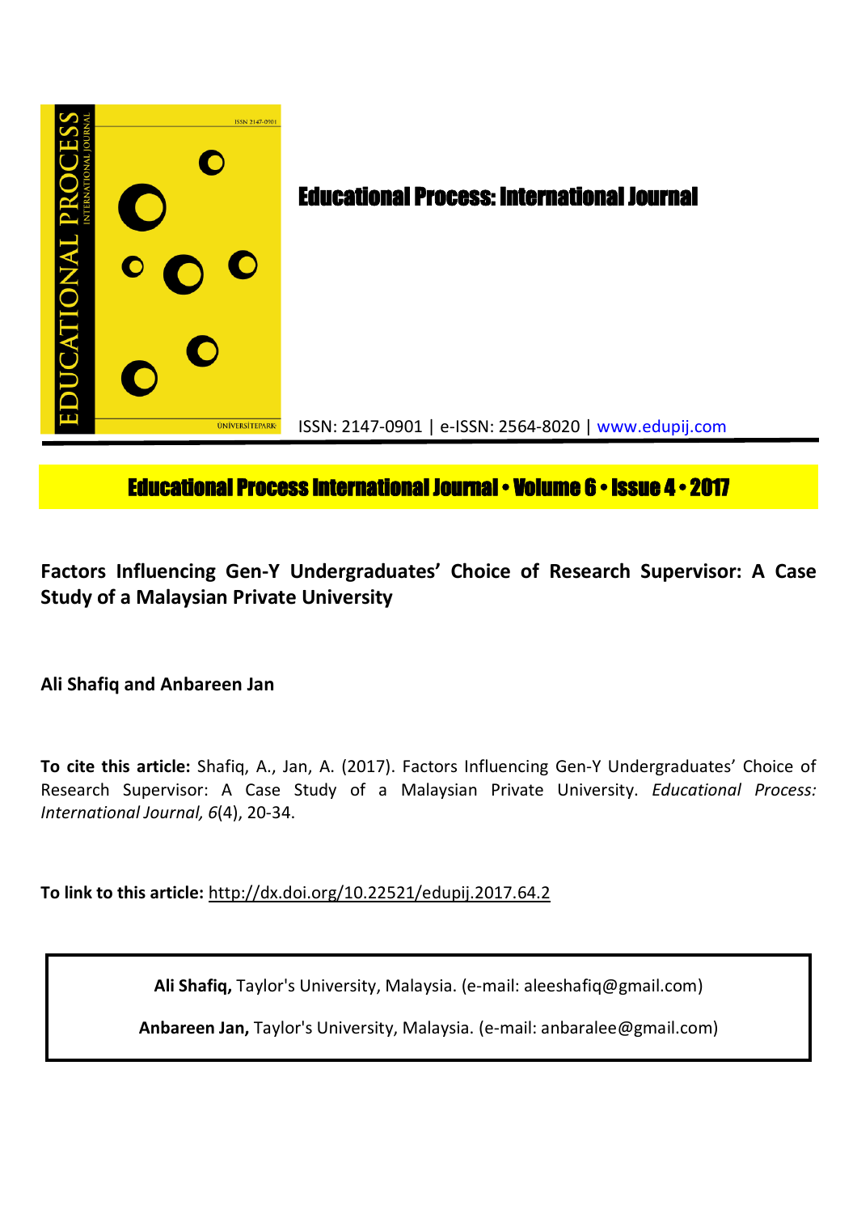# Educational Process: International Journal

ISSN: 2147-0901 | e-ISSN: 2564-8020 | www.edupij.com

**Educational Process International Journal • Volume 6 • Issue 4 • 2017**

## Factors Influencing Gen-Y Undergraduates' Choice of Research Supervisor: A Case Study of a Malaysian Private University

**Ali Shafiq and Anbareen Jan**

**To cite this article:** Shafiq, A., Jan, A. (2017). Factors Influencing Gen-Y Undergraduates' Choice of Research Supervisor: A Case Study of a Malaysian Private University. *Educational Process: International Journal, 6*(4), 20-34.

**To link to this article:** http://dx.doi.org/10.22521/edupij.2017.64.2

**Ali Shafiq,** Taylor's University, Malaysia. (e-mail: aleeshafiq@gmail.com)

**Anbareen Jan,** Taylor's University, Malaysia. (e-mail: anbaralee@gmail.com)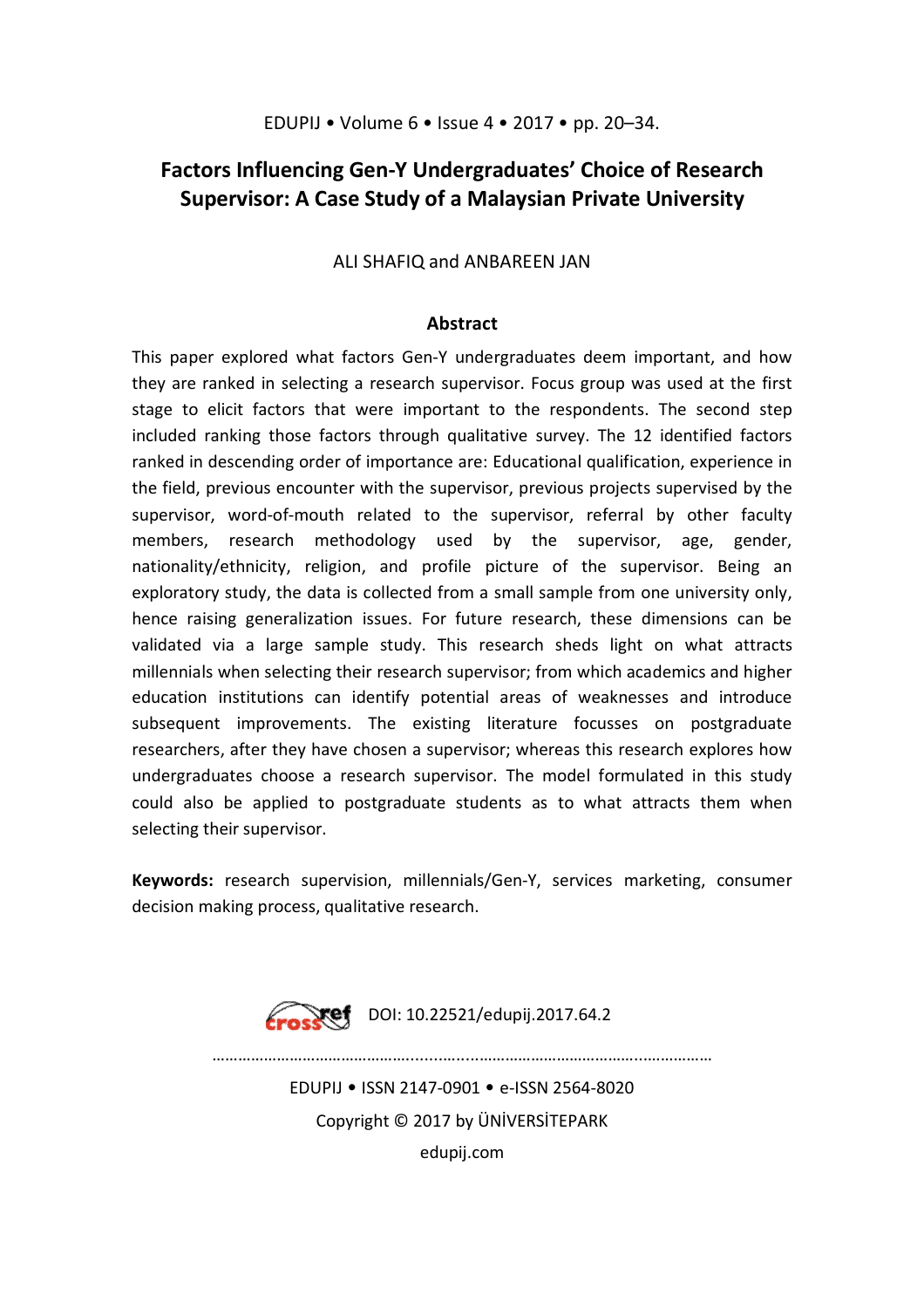# Factors Influencing Gen-Y Undergraduates' Choice of Research Supervisor: A Case Study of a Malaysian Private University

ALI SHAFIQ and ANBAREEN JAN

## Abstract

This paper explored what factors Gen-Y undergraduates deem important, and how they are ranked in selecting a research supervisor. Focus group was used at the first stage to elicit factors that were important to the respondents. The second step included ranking those factors through qualitative survey. The 12 identified factors ranked in descending order of importance are: Educational qualification, experience in the field, previous encounter with the supervisor, previous projects supervised by the supervisor, word-of-mouth related to the supervisor, referral by other faculty members, research methodology used by the supervisor, age, gender, nationality/ethnicity, religion, and profile picture of the supervisor. Being an exploratory study, the data is collected from a small sample from one university only, hence raising generalization issues. For future research, these dimensions can be validated via a large sample study. This research sheds light on what attracts millennials when selecting their research supervisor; from which academics and higher education institutions can identify potential areas of weaknesses and introduce subsequent improvements. The existing literature focusses on postgraduate researchers, after they have chosen a supervisor; whereas this research explores how undergraduates choose a research supervisor. The model formulated in this study could also be applied to postgraduate students as to what attracts them when selecting their supervisor.

**Keywords:** research supervision, millennials/Gen-Y, services marketing, consumer decision making process, qualitative research.

DOI: 10.22521/edupij.2017.64.2

EDUPIJ • ISSN 2147-0901 • e-ISSN 2564-8020

Copyright © 2017 by ÜNİVERSİTEPARK

edupij.com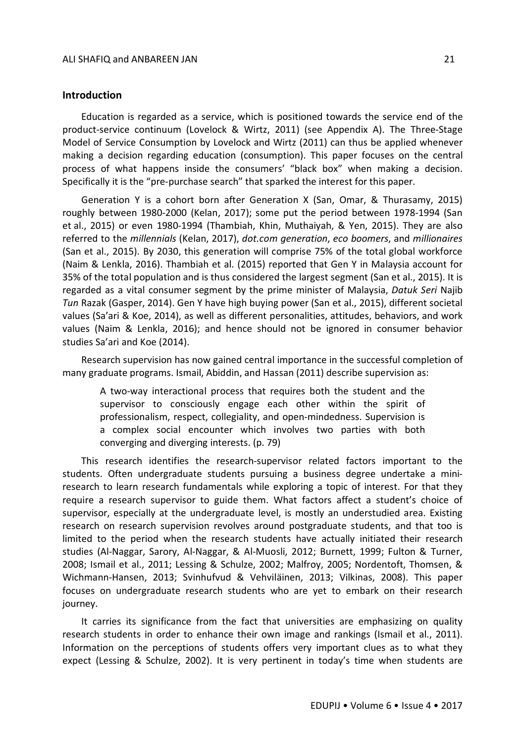## Introduction

Education is regarded as a service, which is positioned towards the service end of the product-service continuum (Lovelock & Wirtz, 2011) (see Appendix A). The Three-Stage Model of Service Consumption by Lovelock and Wirtz (2011) can thus be applied whenever making a decision regarding education (consumption). This paper focuses on the central process of what happens inside the consumers' "black box" when making a decision. Specifically it is the "pre-purchase search" that sparked the interest for this paper.

Generation Y is a cohort born after Generation X (San, Omar, & Thurasamy, 2015) roughly between 1980-2000 (Kelan, 2017); some put the period between 1978-1994 (San et al., 2015) or even 1980-1994 (Thambiah, Khin, Muthaiyah, & Yen, 2015). They are also referred to the *millennials* (Kelan, 2017), *dot.com generation*, *eco boomers*, and *millionaires* (San et al., 2015). By 2030, this generation will comprise 75% of the total global workforce (Naim & Lenkla, 2016). Thambiah et al. (2015) reported that Gen Y in Malaysia account for 35% of the total population and is thus considered the largest segment (San et al., 2015). It is regarded as a vital consumer segment by the prime minister of Malaysia, *Datuk Seri* Najib *Tun* Razak (Gasper, 2014). Gen Y have high buying power (San et al., 2015), different societal values (Sa'ari & Koe, 2014), as well as different personalities, attitudes, behaviors, and work values (Naim & Lenkla, 2016); and hence should not be ignored in consumer behavior studies Sa'ari and Koe (2014).

Research supervision has now gained central importance in the successful completion of many graduate programs. Ismail, Abiddin, and Hassan (2011) describe supervision as:

> A two-way interactional process that requires both the student and the supervisor to consciously engage each other within the spirit of professionalism, respect, collegiality, and open-mindedness. Supervision is a complex social encounter which involves two parties with both converging and diverging interests. (p. 79)

This research identifies the research-supervisor related factors important to the students. Often undergraduate students pursuing a business degree undertake a mini-research to learn research fundamentals while exploring a topic of interest. For that they require a research supervisor to guide them. What factors affect a student's choice of supervisor, especially at the undergraduate level, is mostly an understudied area. Existing research on research supervision revolves around postgraduate students, and that too is limited to the period when the research students have actually initiated their research studies (Al-Naggar, Sarory, Al-Naggar, & Al-Muosli, 2012; Burnett, 1999; Fulton & Turner, 2008; Ismail et al., 2011; Lessing & Schulze, 2002; Malfroy, 2005; Nordentoft, Thomsen, & Wichmann-Hansen, 2013; Svinhufvud & Vehviläinen, 2013; Vilkinas, 2008). This paper focuses on undergraduate research students who are yet to embark on their research journey.

It carries its significance from the fact that universities are emphasizing on quality research students in order to enhance their own image and rankings (Ismail et al., 2011). Information on the perceptions of students offers very important clues as to what they expect (Lessing & Schulze, 2002). It is very pertinent in today's time when students are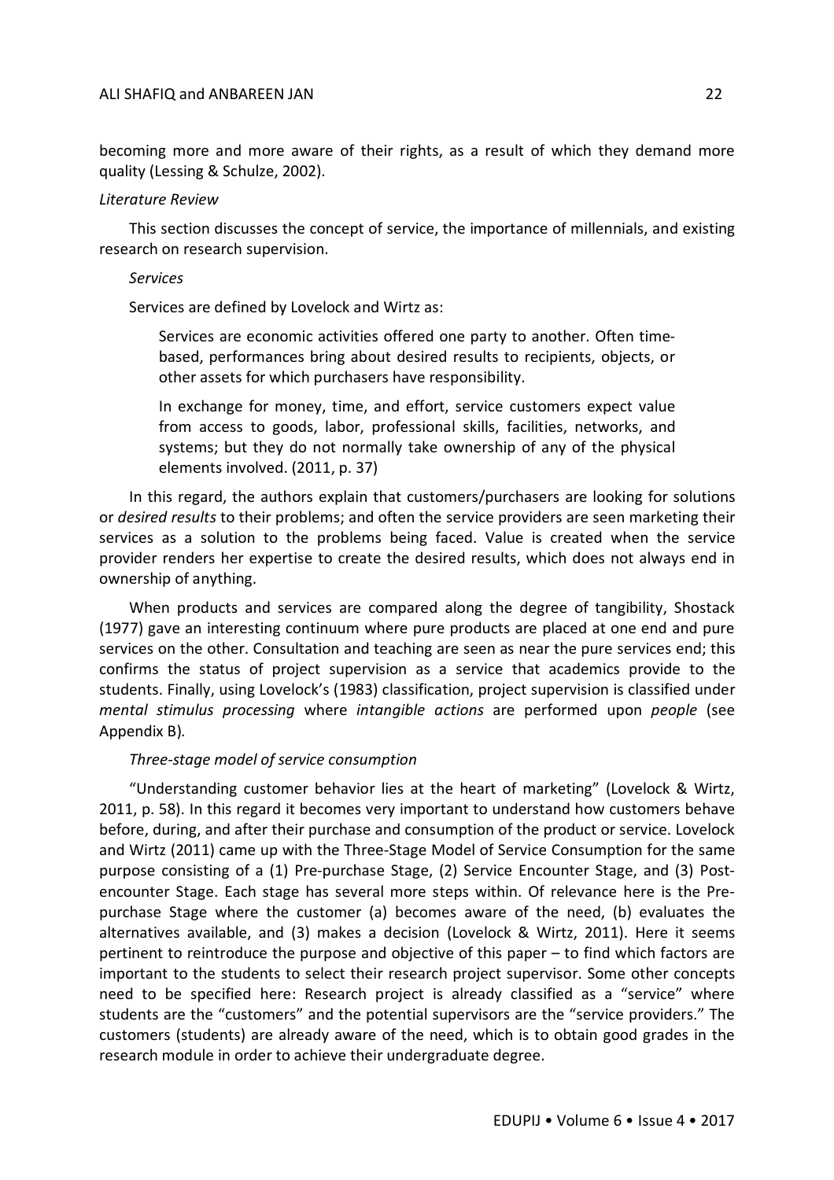becoming more and more aware of their rights, as a result of which they demand more quality (Lessing & Schulze, 2002).

### *Literature Review*

This section discusses the concept of service, the importance of millennials, and existing research on research supervision.

#### *Services*

Services are defined by Lovelock and Wirtz as:

> Services are economic activities offered one party to another. Often time-based, performances bring about desired results to recipients, objects, or other assets for which purchasers have responsibility.
>
> In exchange for money, time, and effort, service customers expect value from access to goods, labor, professional skills, facilities, networks, and systems; but they do not normally take ownership of any of the physical elements involved. (2011, p. 37)

In this regard, the authors explain that customers/purchasers are looking for solutions or *desired results* to their problems; and often the service providers are seen marketing their services as a solution to the problems being faced. Value is created when the service provider renders her expertise to create the desired results, which does not always end in ownership of anything.

When products and services are compared along the degree of tangibility, Shostack (1977) gave an interesting continuum where pure products are placed at one end and pure services on the other. Consultation and teaching are seen as near the pure services end; this confirms the status of project supervision as a service that academics provide to the students. Finally, using Lovelock's (1983) classification, project supervision is classified under *mental stimulus processing* where *intangible actions* are performed upon *people* (see Appendix B).

#### *Three-stage model of service consumption*

"Understanding customer behavior lies at the heart of marketing" (Lovelock & Wirtz, 2011, p. 58). In this regard it becomes very important to understand how customers behave before, during, and after their purchase and consumption of the product or service. Lovelock and Wirtz (2011) came up with the Three-Stage Model of Service Consumption for the same purpose consisting of a (1) Pre-purchase Stage, (2) Service Encounter Stage, and (3) Post-encounter Stage. Each stage has several more steps within. Of relevance here is the Pre-purchase Stage where the customer (a) becomes aware of the need, (b) evaluates the alternatives available, and (3) makes a decision (Lovelock & Wirtz, 2011). Here it seems pertinent to reintroduce the purpose and objective of this paper – to find which factors are important to the students to select their research project supervisor. Some other concepts need to be specified here: Research project is already classified as a "service" where students are the "customers" and the potential supervisors are the "service providers." The customers (students) are already aware of the need, which is to obtain good grades in the research module in order to achieve their undergraduate degree.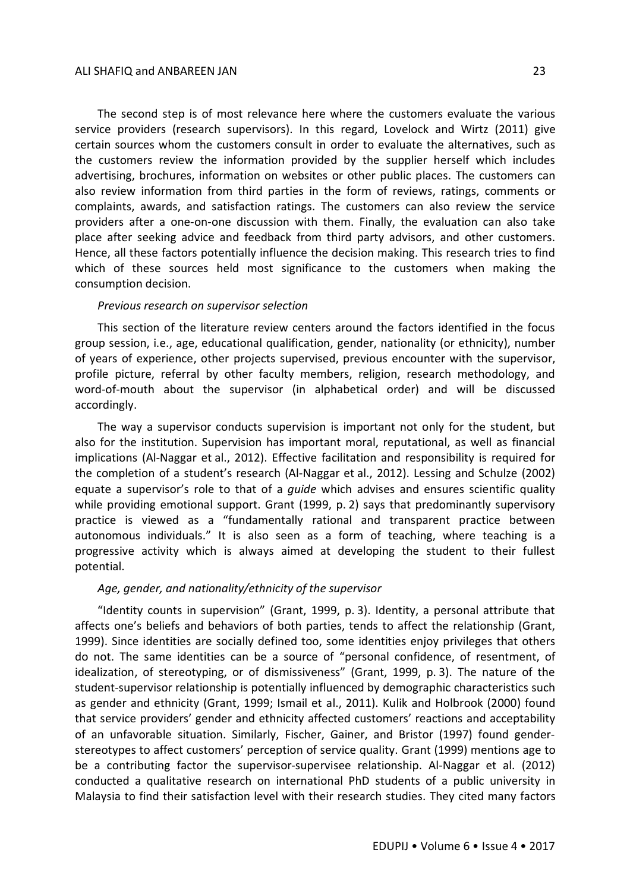The second step is of most relevance here where the customers evaluate the various service providers (research supervisors). In this regard, Lovelock and Wirtz (2011) give certain sources whom the customers consult in order to evaluate the alternatives, such as the customers review the information provided by the supplier herself which includes advertising, brochures, information on websites or other public places. The customers can also review information from third parties in the form of reviews, ratings, comments or complaints, awards, and satisfaction ratings. The customers can also review the service providers after a one-on-one discussion with them. Finally, the evaluation can also take place after seeking advice and feedback from third party advisors, and other customers. Hence, all these factors potentially influence the decision making. This research tries to find which of these sources held most significance to the customers when making the consumption decision.

*Previous research on supervisor selection*

This section of the literature review centers around the factors identified in the focus group session, i.e., age, educational qualification, gender, nationality (or ethnicity), number of years of experience, other projects supervised, previous encounter with the supervisor, profile picture, referral by other faculty members, religion, research methodology, and word-of-mouth about the supervisor (in alphabetical order) and will be discussed accordingly.

The way a supervisor conducts supervision is important not only for the student, but also for the institution. Supervision has important moral, reputational, as well as financial implications (Al-Naggar et al., 2012). Effective facilitation and responsibility is required for the completion of a student's research (Al-Naggar et al., 2012). Lessing and Schulze (2002) equate a supervisor's role to that of a *guide* which advises and ensures scientific quality while providing emotional support. Grant (1999, p. 2) says that predominantly supervisory practice is viewed as a "fundamentally rational and transparent practice between autonomous individuals." It is also seen as a form of teaching, where teaching is a progressive activity which is always aimed at developing the student to their fullest potential.

*Age, gender, and nationality/ethnicity of the supervisor*

"Identity counts in supervision" (Grant, 1999, p. 3). Identity, a personal attribute that affects one's beliefs and behaviors of both parties, tends to affect the relationship (Grant, 1999). Since identities are socially defined too, some identities enjoy privileges that others do not. The same identities can be a source of "personal confidence, of resentment, of idealization, of stereotyping, or of dismissiveness" (Grant, 1999, p. 3). The nature of the student-supervisor relationship is potentially influenced by demographic characteristics such as gender and ethnicity (Grant, 1999; Ismail et al., 2011). Kulik and Holbrook (2000) found that service providers' gender and ethnicity affected customers' reactions and acceptability of an unfavorable situation. Similarly, Fischer, Gainer, and Bristor (1997) found gender-stereotypes to affect customers' perception of service quality. Grant (1999) mentions age to be a contributing factor the supervisor-supervisee relationship. Al-Naggar et al. (2012) conducted a qualitative research on international PhD students of a public university in Malaysia to find their satisfaction level with their research studies. They cited many factors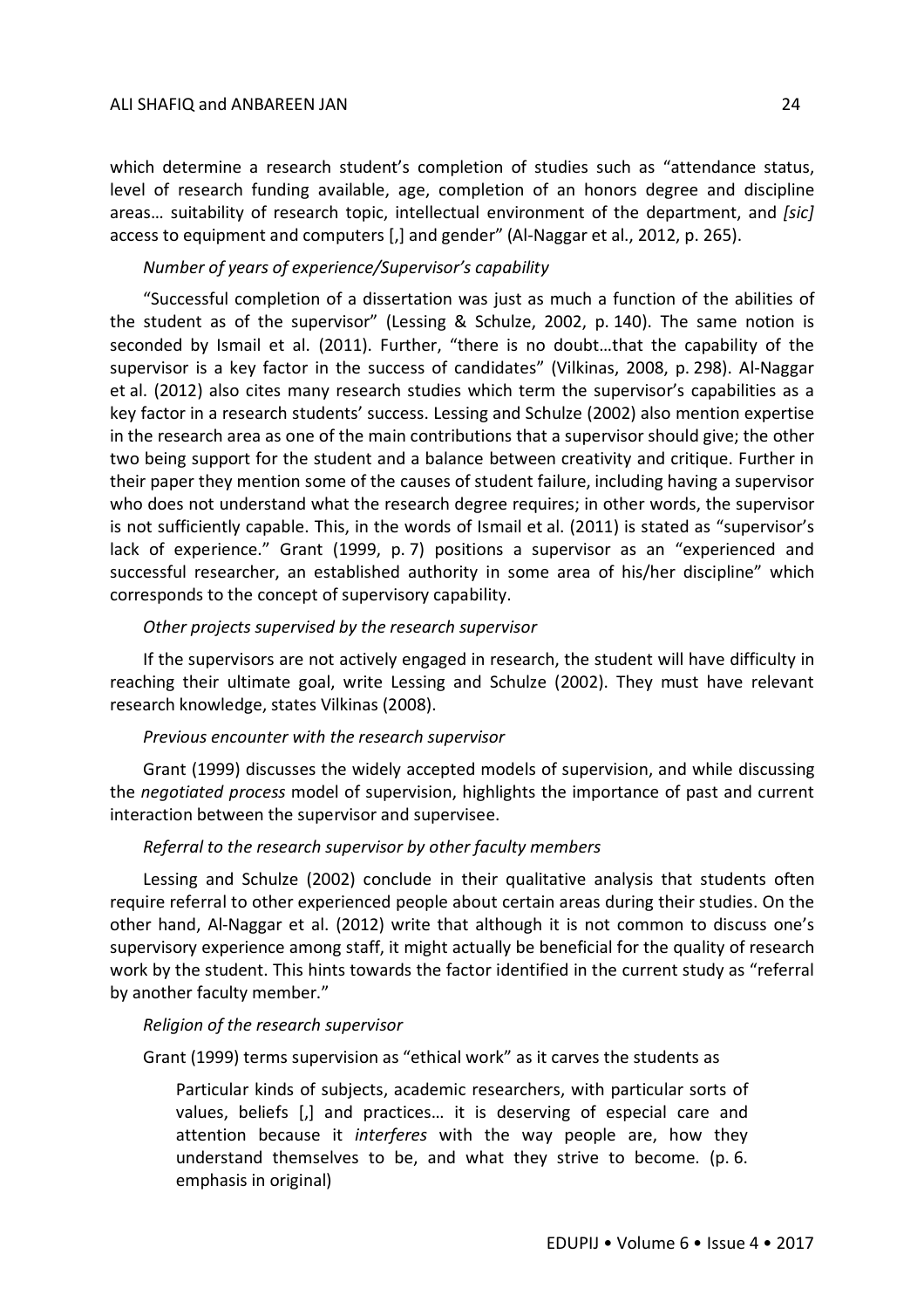which determine a research student's completion of studies such as "attendance status, level of research funding available, age, completion of an honors degree and discipline areas… suitability of research topic, intellectual environment of the department, and *[sic]* access to equipment and computers [,] and gender" (Al-Naggar et al., 2012, p. 265).

*Number of years of experience/Supervisor's capability*

"Successful completion of a dissertation was just as much a function of the abilities of the student as of the supervisor" (Lessing & Schulze, 2002, p. 140). The same notion is seconded by Ismail et al. (2011). Further, "there is no doubt…that the capability of the supervisor is a key factor in the success of candidates" (Vilkinas, 2008, p. 298). Al-Naggar et al. (2012) also cites many research studies which term the supervisor's capabilities as a key factor in a research students' success. Lessing and Schulze (2002) also mention expertise in the research area as one of the main contributions that a supervisor should give; the other two being support for the student and a balance between creativity and critique. Further in their paper they mention some of the causes of student failure, including having a supervisor who does not understand what the research degree requires; in other words, the supervisor is not sufficiently capable. This, in the words of Ismail et al. (2011) is stated as "supervisor's lack of experience." Grant (1999, p. 7) positions a supervisor as an "experienced and successful researcher, an established authority in some area of his/her discipline" which corresponds to the concept of supervisory capability.

*Other projects supervised by the research supervisor*

If the supervisors are not actively engaged in research, the student will have difficulty in reaching their ultimate goal, write Lessing and Schulze (2002). They must have relevant research knowledge, states Vilkinas (2008).

*Previous encounter with the research supervisor*

Grant (1999) discusses the widely accepted models of supervision, and while discussing the *negotiated process* model of supervision, highlights the importance of past and current interaction between the supervisor and supervisee.

*Referral to the research supervisor by other faculty members*

Lessing and Schulze (2002) conclude in their qualitative analysis that students often require referral to other experienced people about certain areas during their studies. On the other hand, Al-Naggar et al. (2012) write that although it is not common to discuss one's supervisory experience among staff, it might actually be beneficial for the quality of research work by the student. This hints towards the factor identified in the current study as "referral by another faculty member."

*Religion of the research supervisor*

Grant (1999) terms supervision as "ethical work" as it carves the students as

> Particular kinds of subjects, academic researchers, with particular sorts of values, beliefs [,] and practices… it is deserving of especial care and attention because it *interferes* with the way people are, how they understand themselves to be, and what they strive to become. (p. 6. emphasis in original)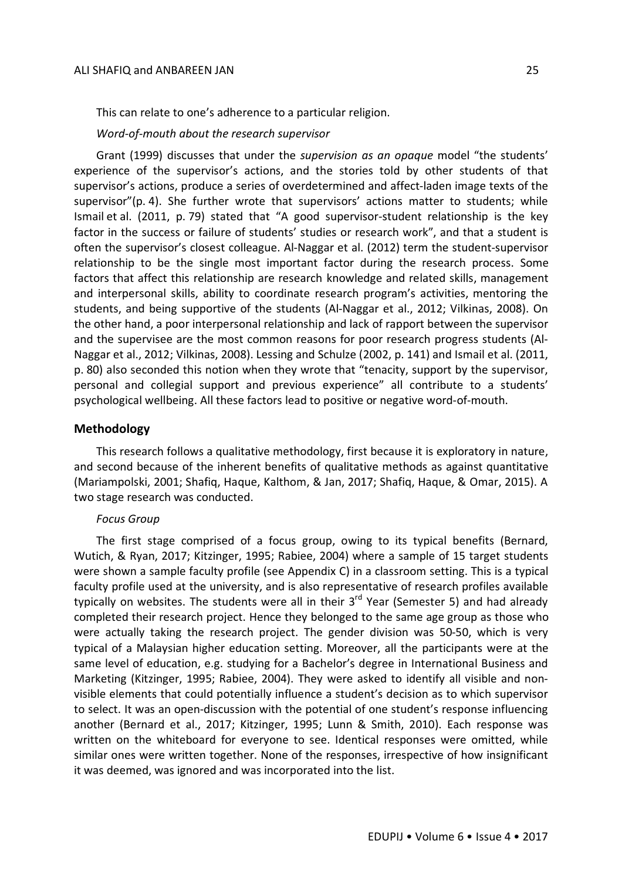This can relate to one's adherence to a particular religion.

*Word-of-mouth about the research supervisor*

Grant (1999) discusses that under the *supervision as an opaque* model "the students' experience of the supervisor's actions, and the stories told by other students of that supervisor's actions, produce a series of overdetermined and affect-laden image texts of the supervisor"(p. 4). She further wrote that supervisors' actions matter to students; while Ismail et al. (2011, p. 79) stated that "A good supervisor-student relationship is the key factor in the success or failure of students' studies or research work", and that a student is often the supervisor's closest colleague. Al-Naggar et al. (2012) term the student-supervisor relationship to be the single most important factor during the research process. Some factors that affect this relationship are research knowledge and related skills, management and interpersonal skills, ability to coordinate research program's activities, mentoring the students, and being supportive of the students (Al-Naggar et al., 2012; Vilkinas, 2008). On the other hand, a poor interpersonal relationship and lack of rapport between the supervisor and the supervisee are the most common reasons for poor research progress students (Al-Naggar et al., 2012; Vilkinas, 2008). Lessing and Schulze (2002, p. 141) and Ismail et al. (2011, p. 80) also seconded this notion when they wrote that "tenacity, support by the supervisor, personal and collegial support and previous experience" all contribute to a students' psychological wellbeing. All these factors lead to positive or negative word-of-mouth.

## Methodology

This research follows a qualitative methodology, first because it is exploratory in nature, and second because of the inherent benefits of qualitative methods as against quantitative (Mariampolski, 2001; Shafiq, Haque, Kalthom, & Jan, 2017; Shafiq, Haque, & Omar, 2015). A two stage research was conducted.

*Focus Group*

The first stage comprised of a focus group, owing to its typical benefits (Bernard, Wutich, & Ryan, 2017; Kitzinger, 1995; Rabiee, 2004) where a sample of 15 target students were shown a sample faculty profile (see Appendix C) in a classroom setting. This is a typical faculty profile used at the university, and is also representative of research profiles available typically on websites. The students were all in their 3rd Year (Semester 5) and had already completed their research project. Hence they belonged to the same age group as those who were actually taking the research project. The gender division was 50-50, which is very typical of a Malaysian higher education setting. Moreover, all the participants were at the same level of education, e.g. studying for a Bachelor's degree in International Business and Marketing (Kitzinger, 1995; Rabiee, 2004). They were asked to identify all visible and non-visible elements that could potentially influence a student's decision as to which supervisor to select. It was an open-discussion with the potential of one student's response influencing another (Bernard et al., 2017; Kitzinger, 1995; Lunn & Smith, 2010). Each response was written on the whiteboard for everyone to see. Identical responses were omitted, while similar ones were written together. None of the responses, irrespective of how insignificant it was deemed, was ignored and was incorporated into the list.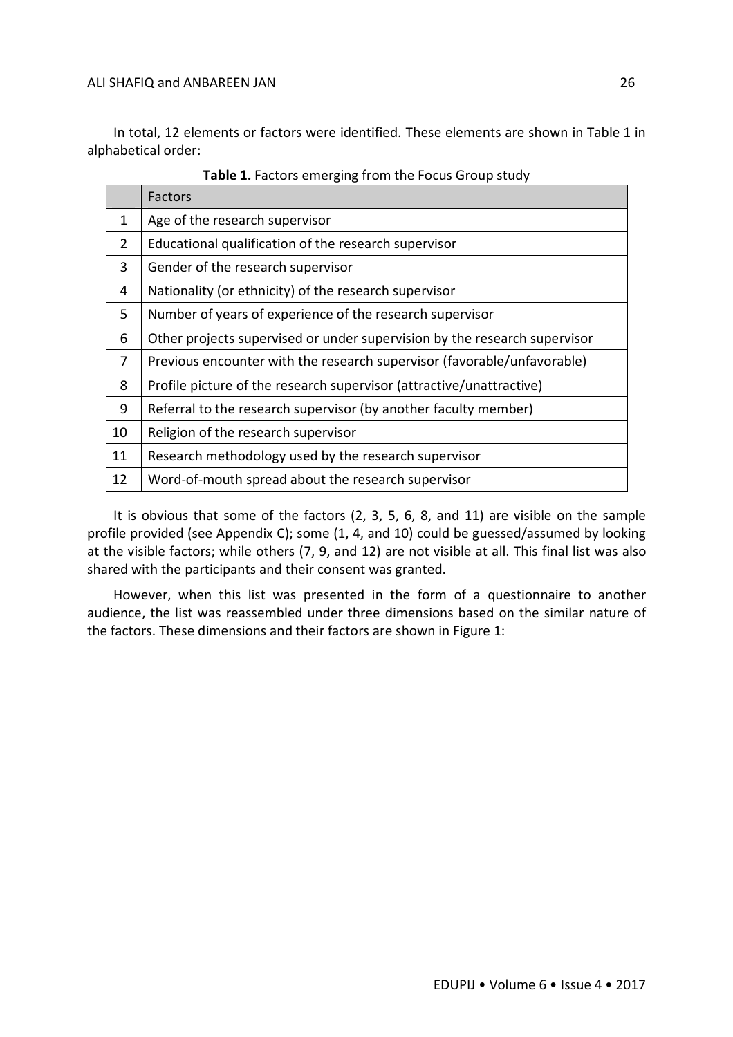In total, 12 elements or factors were identified. These elements are shown in Table 1 in alphabetical order:

**Table 1.** Factors emerging from the Focus Group study

| | Factors |
|---|---|
| 1 | Age of the research supervisor |
| 2 | Educational qualification of the research supervisor |
| 3 | Gender of the research supervisor |
| 4 | Nationality (or ethnicity) of the research supervisor |
| 5 | Number of years of experience of the research supervisor |
| 6 | Other projects supervised or under supervision by the research supervisor |
| 7 | Previous encounter with the research supervisor (favorable/unfavorable) |
| 8 | Profile picture of the research supervisor (attractive/unattractive) |
| 9 | Referral to the research supervisor (by another faculty member) |
| 10 | Religion of the research supervisor |
| 11 | Research methodology used by the research supervisor |
| 12 | Word-of-mouth spread about the research supervisor |

It is obvious that some of the factors (2, 3, 5, 6, 8, and 11) are visible on the sample profile provided (see Appendix C); some (1, 4, and 10) could be guessed/assumed by looking at the visible factors; while others (7, 9, and 12) are not visible at all. This final list was also shared with the participants and their consent was granted.

However, when this list was presented in the form of a questionnaire to another audience, the list was reassembled under three dimensions based on the similar nature of the factors. These dimensions and their factors are shown in Figure 1: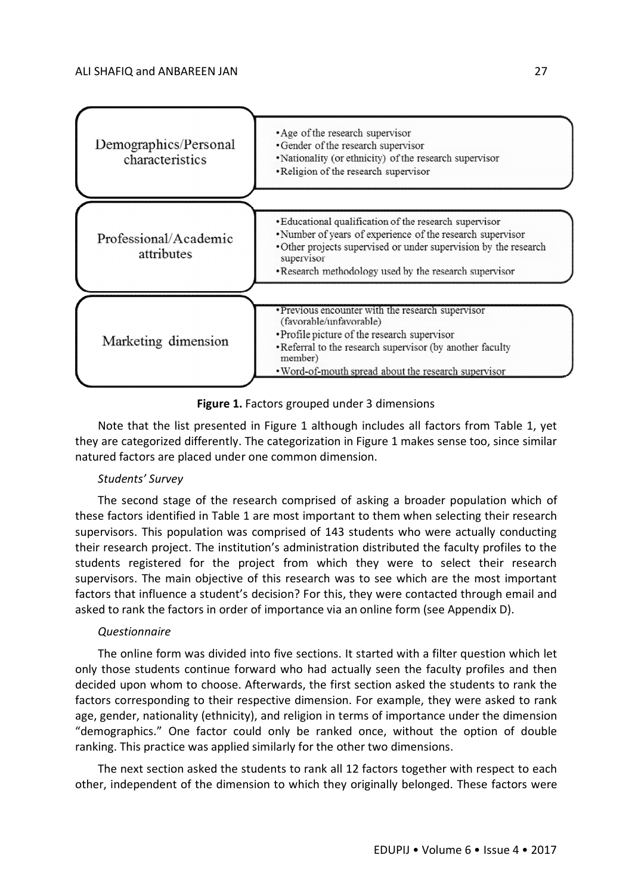| Dimension | Factors |
| --- | --- |
| Demographics/Personal characteristics | • Age of the research supervisor<br>• Gender of the research supervisor<br>• Nationality (or ethnicity) of the research supervisor<br>• Religion of the research supervisor |
| Professional/Academic attributes | • Educational qualification of the research supervisor<br>• Number of years of experience of the research supervisor<br>• Other projects supervised or under supervision by the research supervisor<br>• Research methodology used by the research supervisor |
| Marketing dimension | • Previous encounter with the research supervisor (favorable/unfavorable)<br>• Profile picture of the research supervisor<br>• Referral to the research supervisor (by another faculty member)<br>• Word-of-mouth spread about the research supervisor |

**Figure 1.** Factors grouped under 3 dimensions

Note that the list presented in Figure 1 although includes all factors from Table 1, yet they are categorized differently. The categorization in Figure 1 makes sense too, since similar natured factors are placed under one common dimension.

*Students' Survey*

The second stage of the research comprised of asking a broader population which of these factors identified in Table 1 are most important to them when selecting their research supervisors. This population was comprised of 143 students who were actually conducting their research project. The institution's administration distributed the faculty profiles to the students registered for the project from which they were to select their research supervisors. The main objective of this research was to see which are the most important factors that influence a student's decision? For this, they were contacted through email and asked to rank the factors in order of importance via an online form (see Appendix D).

*Questionnaire*

The online form was divided into five sections. It started with a filter question which let only those students continue forward who had actually seen the faculty profiles and then decided upon whom to choose. Afterwards, the first section asked the students to rank the factors corresponding to their respective dimension. For example, they were asked to rank age, gender, nationality (ethnicity), and religion in terms of importance under the dimension "demographics." One factor could only be ranked once, without the option of double ranking. This practice was applied similarly for the other two dimensions.

The next section asked the students to rank all 12 factors together with respect to each other, independent of the dimension to which they originally belonged. These factors were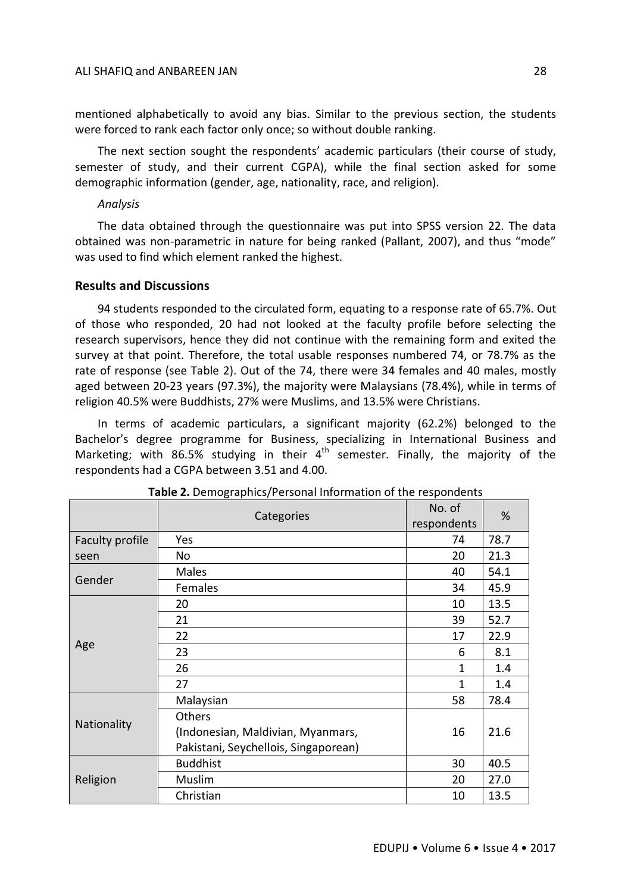mentioned alphabetically to avoid any bias. Similar to the previous section, the students were forced to rank each factor only once; so without double ranking.

The next section sought the respondents' academic particulars (their course of study, semester of study, and their current CGPA), while the final section asked for some demographic information (gender, age, nationality, race, and religion).

*Analysis*

The data obtained through the questionnaire was put into SPSS version 22. The data obtained was non-parametric in nature for being ranked (Pallant, 2007), and thus "mode" was used to find which element ranked the highest.

## Results and Discussions

94 students responded to the circulated form, equating to a response rate of 65.7%. Out of those who responded, 20 had not looked at the faculty profile before selecting the research supervisors, hence they did not continue with the remaining form and exited the survey at that point. Therefore, the total usable responses numbered 74, or 78.7% as the rate of response (see Table 2). Out of the 74, there were 34 females and 40 males, mostly aged between 20-23 years (97.3%), the majority were Malaysians (78.4%), while in terms of religion 40.5% were Buddhists, 27% were Muslims, and 13.5% were Christians.

In terms of academic particulars, a significant majority (62.2%) belonged to the Bachelor's degree programme for Business, specializing in International Business and Marketing; with 86.5% studying in their 4th semester. Finally, the majority of the respondents had a CGPA between 3.51 and 4.00.

**Table 2.** Demographics/Personal Information of the respondents

| | Categories | No. of respondents | % |
|---|---|---|---|
| Faculty profile seen | Yes | 74 | 78.7 |
| | No | 20 | 21.3 |
| Gender | Males | 40 | 54.1 |
| | Females | 34 | 45.9 |
| Age | 20 | 10 | 13.5 |
| | 21 | 39 | 52.7 |
| | 22 | 17 | 22.9 |
| | 23 | 6 | 8.1 |
| | 26 | 1 | 1.4 |
| | 27 | 1 | 1.4 |
| Nationality | Malaysian | 58 | 78.4 |
| | Others (Indonesian, Maldivian, Myanmars, Pakistani, Seychellois, Singaporean) | 16 | 21.6 |
| Religion | Buddhist | 30 | 40.5 |
| | Muslim | 20 | 27.0 |
| | Christian | 10 | 13.5 |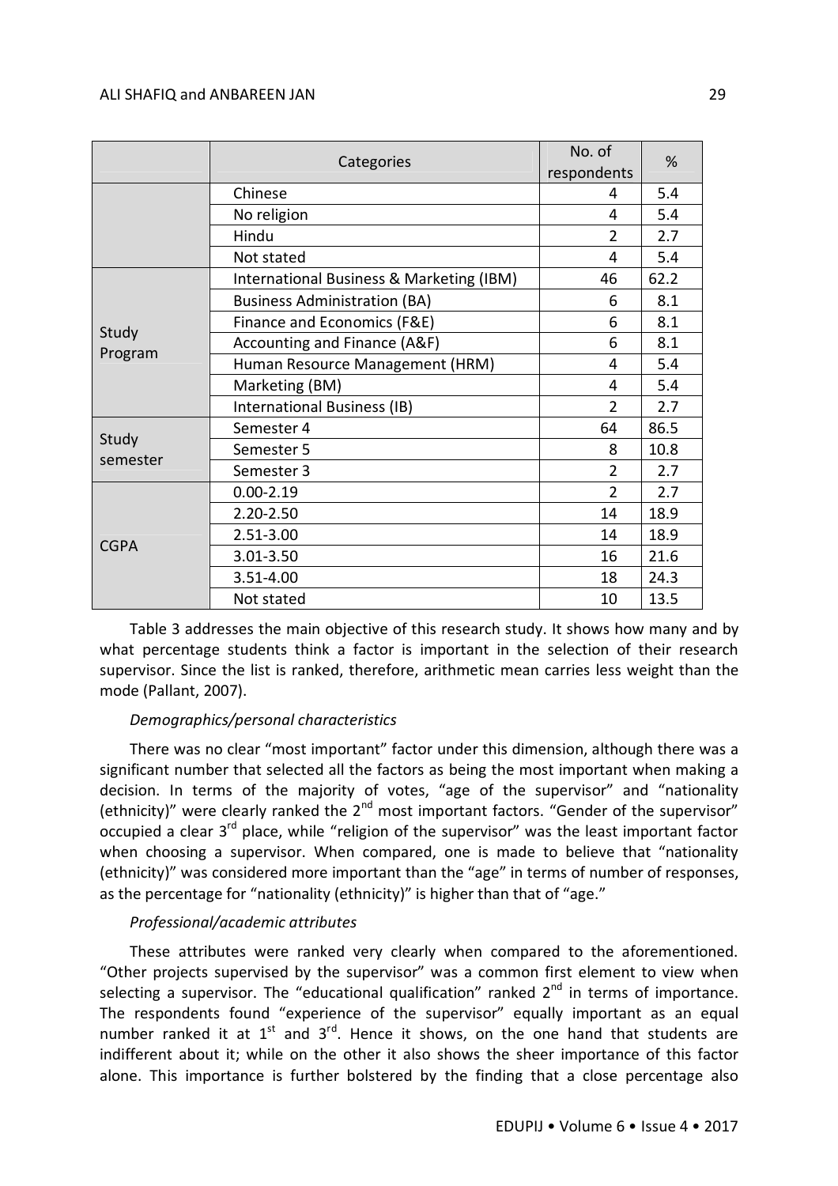| | Categories | No. of respondents | % |
|---|---|---|---|
| | Chinese | 4 | 5.4 |
| | No religion | 4 | 5.4 |
| | Hindu | 2 | 2.7 |
| | Not stated | 4 | 5.4 |
| Study Program | International Business & Marketing (IBM) | 46 | 62.2 |
| | Business Administration (BA) | 6 | 8.1 |
| | Finance and Economics (F&E) | 6 | 8.1 |
| | Accounting and Finance (A&F) | 6 | 8.1 |
| | Human Resource Management (HRM) | 4 | 5.4 |
| | Marketing (BM) | 4 | 5.4 |
| | International Business (IB) | 2 | 2.7 |
| Study semester | Semester 4 | 64 | 86.5 |
| | Semester 5 | 8 | 10.8 |
| | Semester 3 | 2 | 2.7 |
| CGPA | 0.00-2.19 | 2 | 2.7 |
| | 2.20-2.50 | 14 | 18.9 |
| | 2.51-3.00 | 14 | 18.9 |
| | 3.01-3.50 | 16 | 21.6 |
| | 3.51-4.00 | 18 | 24.3 |
| | Not stated | 10 | 13.5 |

Table 3 addresses the main objective of this research study. It shows how many and by what percentage students think a factor is important in the selection of their research supervisor. Since the list is ranked, therefore, arithmetic mean carries less weight than the mode (Pallant, 2007).

*Demographics/personal characteristics*

There was no clear "most important" factor under this dimension, although there was a significant number that selected all the factors as being the most important when making a decision. In terms of the majority of votes, "age of the supervisor" and "nationality (ethnicity)" were clearly ranked the 2nd most important factors. "Gender of the supervisor" occupied a clear 3rd place, while "religion of the supervisor" was the least important factor when choosing a supervisor. When compared, one is made to believe that "nationality (ethnicity)" was considered more important than the "age" in terms of number of responses, as the percentage for "nationality (ethnicity)" is higher than that of "age."

*Professional/academic attributes*

These attributes were ranked very clearly when compared to the aforementioned. "Other projects supervised by the supervisor" was a common first element to view when selecting a supervisor. The "educational qualification" ranked 2nd in terms of importance. The respondents found "experience of the supervisor" equally important as an equal number ranked it at 1st and 3rd. Hence it shows, on the one hand that students are indifferent about it; while on the other it also shows the sheer importance of this factor alone. This importance is further bolstered by the finding that a close percentage also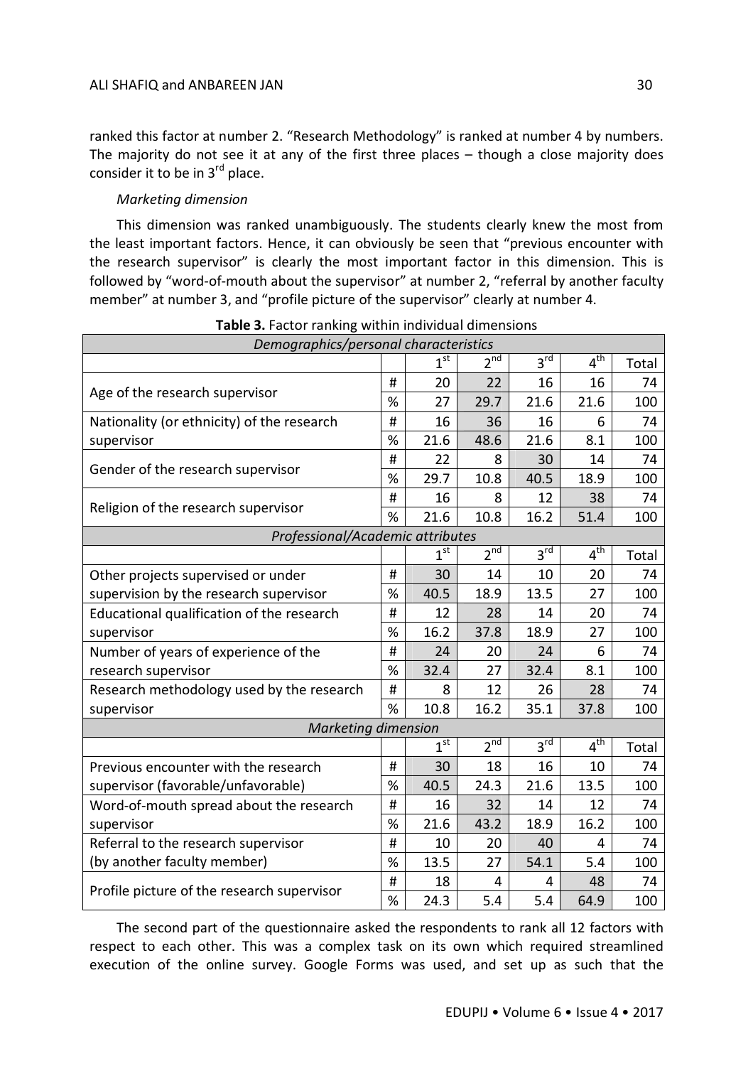ranked this factor at number 2. "Research Methodology" is ranked at number 4 by numbers. The majority do not see it at any of the first three places – though a close majority does consider it to be in 3rd place.

*Marketing dimension*

This dimension was ranked unambiguously. The students clearly knew the most from the least important factors. Hence, it can obviously be seen that "previous encounter with the research supervisor" is clearly the most important factor in this dimension. This is followed by "word-of-mouth about the supervisor" at number 2, "referral by another faculty member" at number 3, and "profile picture of the supervisor" clearly at number 4.

**Table 3.** Factor ranking within individual dimensions

| *Demographics/personal characteristics* | | | | | | |
|---|---|---|---|---|---|---|
| | | 1st | 2nd | 3rd | 4th | Total |
| Age of the research supervisor | # | 20 | 22 | 16 | 16 | 74 |
| | % | 27 | 29.7 | 21.6 | 21.6 | 100 |
| Nationality (or ethnicity) of the research supervisor | # | 16 | 36 | 16 | 6 | 74 |
| | % | 21.6 | 48.6 | 21.6 | 8.1 | 100 |
| Gender of the research supervisor | # | 22 | 8 | 30 | 14 | 74 |
| | % | 29.7 | 10.8 | 40.5 | 18.9 | 100 |
| Religion of the research supervisor | # | 16 | 8 | 12 | 38 | 74 |
| | % | 21.6 | 10.8 | 16.2 | 51.4 | 100 |
| *Professional/Academic attributes* | | | | | | |
| | | 1st | 2nd | 3rd | 4th | Total |
| Other projects supervised or under supervision by the research supervisor | # | 30 | 14 | 10 | 20 | 74 |
| | % | 40.5 | 18.9 | 13.5 | 27 | 100 |
| Educational qualification of the research supervisor | # | 12 | 28 | 14 | 20 | 74 |
| | % | 16.2 | 37.8 | 18.9 | 27 | 100 |
| Number of years of experience of the research supervisor | # | 24 | 20 | 24 | 6 | 74 |
| | % | 32.4 | 27 | 32.4 | 8.1 | 100 |
| Research methodology used by the research supervisor | # | 8 | 12 | 26 | 28 | 74 |
| | % | 10.8 | 16.2 | 35.1 | 37.8 | 100 |
| *Marketing dimension* | | | | | | |
| | | 1st | 2nd | 3rd | 4th | Total |
| Previous encounter with the research supervisor (favorable/unfavorable) | # | 30 | 18 | 16 | 10 | 74 |
| | % | 40.5 | 24.3 | 21.6 | 13.5 | 100 |
| Word-of-mouth spread about the research supervisor | # | 16 | 32 | 14 | 12 | 74 |
| | % | 21.6 | 43.2 | 18.9 | 16.2 | 100 |
| Referral to the research supervisor (by another faculty member) | # | 10 | 20 | 40 | 4 | 74 |
| | % | 13.5 | 27 | 54.1 | 5.4 | 100 |
| Profile picture of the research supervisor | # | 18 | 4 | 4 | 48 | 74 |
| | % | 24.3 | 5.4 | 5.4 | 64.9 | 100 |

The second part of the questionnaire asked the respondents to rank all 12 factors with respect to each other. This was a complex task on its own which required streamlined execution of the online survey. Google Forms was used, and set up as such that the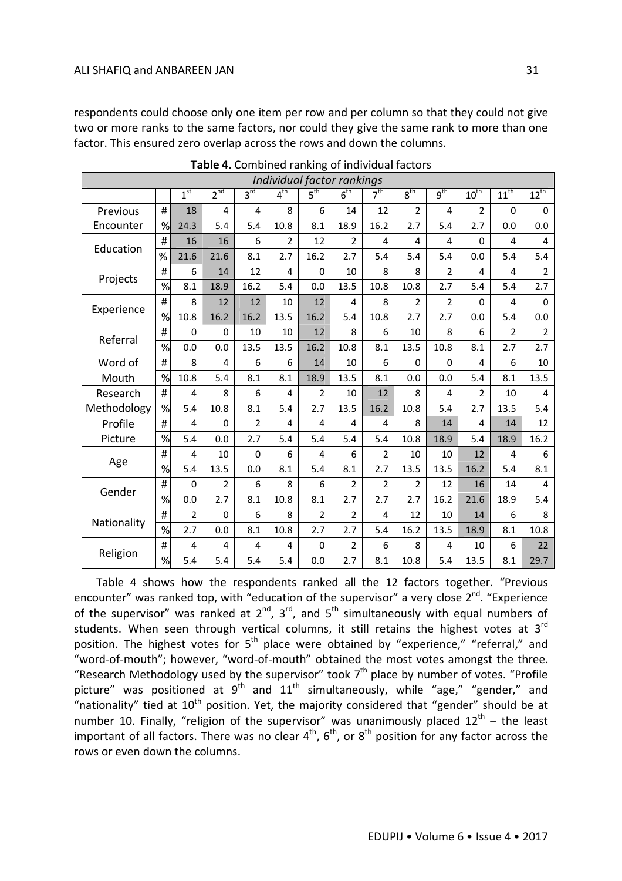respondents could choose only one item per row and per column so that they could not give two or more ranks to the same factors, nor could they give the same rank to more than one factor. This ensured zero overlap across the rows and down the columns.

**Table 4.** Combined ranking of individual factors

| *Individual factor rankings* | | | | | | | | | | | | | |
|---|---|---|---|---|---|---|---|---|---|---|---|---|---|
| | | 1st | 2nd | 3rd | 4th | 5th | 6th | 7th | 8th | 9th | 10th | 11th | 12th |
| Previous Encounter | # | 18 | 4 | 4 | 8 | 6 | 14 | 12 | 2 | 4 | 2 | 0 | 0 |
| | % | 24.3 | 5.4 | 5.4 | 10.8 | 8.1 | 18.9 | 16.2 | 2.7 | 5.4 | 2.7 | 0.0 | 0.0 |
| Education | # | 16 | 16 | 6 | 2 | 12 | 2 | 4 | 4 | 4 | 0 | 4 | 4 |
| | % | 21.6 | 21.6 | 8.1 | 2.7 | 16.2 | 2.7 | 5.4 | 5.4 | 5.4 | 0.0 | 5.4 | 5.4 |
| Projects | # | 6 | 14 | 12 | 4 | 0 | 10 | 8 | 8 | 2 | 4 | 4 | 2 |
| | % | 8.1 | 18.9 | 16.2 | 5.4 | 0.0 | 13.5 | 10.8 | 10.8 | 2.7 | 5.4 | 5.4 | 2.7 |
| Experience | # | 8 | 12 | 12 | 10 | 12 | 4 | 8 | 2 | 2 | 0 | 4 | 0 |
| | % | 10.8 | 16.2 | 16.2 | 13.5 | 16.2 | 5.4 | 10.8 | 2.7 | 2.7 | 0.0 | 5.4 | 0.0 |
| Referral | # | 0 | 0 | 10 | 10 | 12 | 8 | 6 | 10 | 8 | 6 | 2 | 2 |
| | % | 0.0 | 0.0 | 13.5 | 13.5 | 16.2 | 10.8 | 8.1 | 13.5 | 10.8 | 8.1 | 2.7 | 2.7 |
| Word of Mouth | # | 8 | 4 | 6 | 6 | 14 | 10 | 6 | 0 | 0 | 4 | 6 | 10 |
| | % | 10.8 | 5.4 | 8.1 | 8.1 | 18.9 | 13.5 | 8.1 | 0.0 | 0.0 | 5.4 | 8.1 | 13.5 |
| Research Methodology | # | 4 | 8 | 6 | 4 | 2 | 10 | 12 | 8 | 4 | 2 | 10 | 4 |
| | % | 5.4 | 10.8 | 8.1 | 5.4 | 2.7 | 13.5 | 16.2 | 10.8 | 5.4 | 2.7 | 13.5 | 5.4 |
| Profile Picture | # | 4 | 0 | 2 | 4 | 4 | 4 | 4 | 8 | 14 | 4 | 14 | 12 |
| | % | 5.4 | 0.0 | 2.7 | 5.4 | 5.4 | 5.4 | 5.4 | 10.8 | 18.9 | 5.4 | 18.9 | 16.2 |
| Age | # | 4 | 10 | 0 | 6 | 4 | 6 | 2 | 10 | 10 | 12 | 4 | 6 |
| | % | 5.4 | 13.5 | 0.0 | 8.1 | 5.4 | 8.1 | 2.7 | 13.5 | 13.5 | 16.2 | 5.4 | 8.1 |
| Gender | # | 0 | 2 | 6 | 8 | 6 | 2 | 2 | 2 | 12 | 16 | 14 | 4 |
| | % | 0.0 | 2.7 | 8.1 | 10.8 | 8.1 | 2.7 | 2.7 | 2.7 | 16.2 | 21.6 | 18.9 | 5.4 |
| Nationality | # | 2 | 0 | 6 | 8 | 2 | 2 | 4 | 12 | 10 | 14 | 6 | 8 |
| | % | 2.7 | 0.0 | 8.1 | 10.8 | 2.7 | 2.7 | 5.4 | 16.2 | 13.5 | 18.9 | 8.1 | 10.8 |
| Religion | # | 4 | 4 | 4 | 4 | 0 | 2 | 6 | 8 | 4 | 10 | 6 | 22 |
| | % | 5.4 | 5.4 | 5.4 | 5.4 | 0.0 | 2.7 | 8.1 | 10.8 | 5.4 | 13.5 | 8.1 | 29.7 |

Table 4 shows how the respondents ranked all the 12 factors together. "Previous encounter" was ranked top, with "education of the supervisor" a very close 2nd. "Experience of the supervisor" was ranked at 2nd, 3rd, and 5th simultaneously with equal numbers of students. When seen through vertical columns, it still retains the highest votes at 3rd position. The highest votes for 5th place were obtained by "experience," "referral," and "word-of-mouth"; however, "word-of-mouth" obtained the most votes amongst the three. "Research Methodology used by the supervisor" took 7th place by number of votes. "Profile picture" was positioned at 9th and 11th simultaneously, while "age," "gender," and "nationality" tied at 10th position. Yet, the majority considered that "gender" should be at number 10. Finally, "religion of the supervisor" was unanimously placed 12th – the least important of all factors. There was no clear 4th, 6th, or 8th position for any factor across the rows or even down the columns.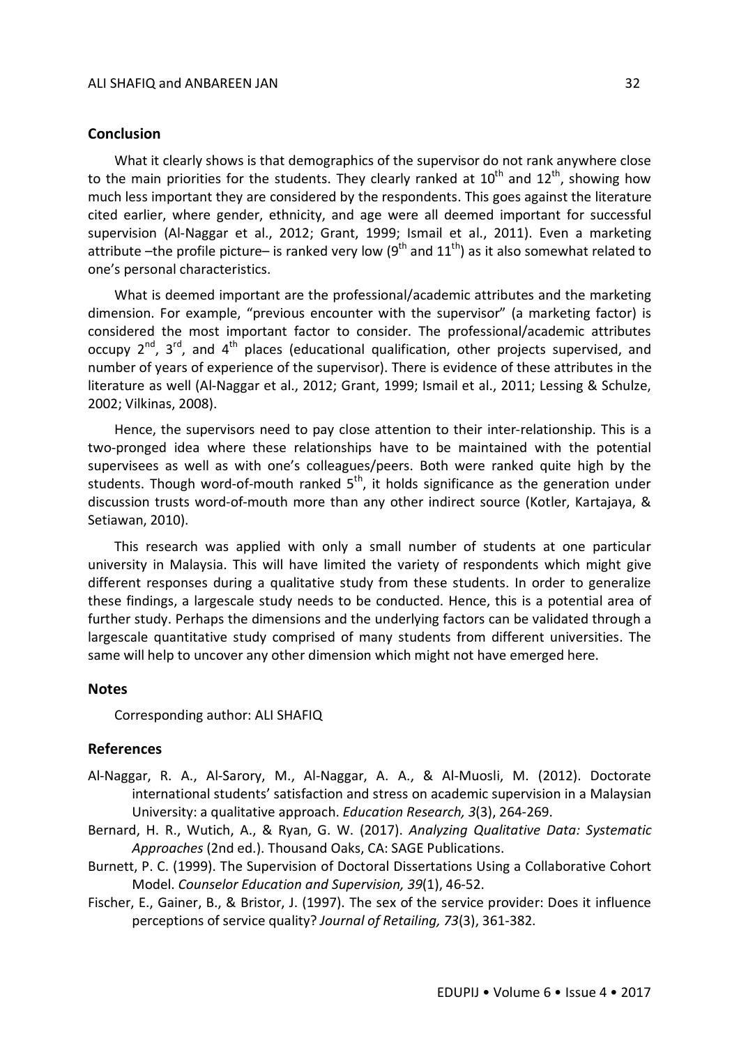## Conclusion

What it clearly shows is that demographics of the supervisor do not rank anywhere close to the main priorities for the students. They clearly ranked at 10th and 12th, showing how much less important they are considered by the respondents. This goes against the literature cited earlier, where gender, ethnicity, and age were all deemed important for successful supervision (Al-Naggar et al., 2012; Grant, 1999; Ismail et al., 2011). Even a marketing attribute –the profile picture– is ranked very low (9th and 11th) as it also somewhat related to one's personal characteristics.

What is deemed important are the professional/academic attributes and the marketing dimension. For example, "previous encounter with the supervisor" (a marketing factor) is considered the most important factor to consider. The professional/academic attributes occupy 2nd, 3rd, and 4th places (educational qualification, other projects supervised, and number of years of experience of the supervisor). There is evidence of these attributes in the literature as well (Al-Naggar et al., 2012; Grant, 1999; Ismail et al., 2011; Lessing & Schulze, 2002; Vilkinas, 2008).

Hence, the supervisors need to pay close attention to their inter-relationship. This is a two-pronged idea where these relationships have to be maintained with the potential supervisees as well as with one's colleagues/peers. Both were ranked quite high by the students. Though word-of-mouth ranked 5th, it holds significance as the generation under discussion trusts word-of-mouth more than any other indirect source (Kotler, Kartajaya, & Setiawan, 2010).

This research was applied with only a small number of students at one particular university in Malaysia. This will have limited the variety of respondents which might give different responses during a qualitative study from these students. In order to generalize these findings, a largescale study needs to be conducted. Hence, this is a potential area of further study. Perhaps the dimensions and the underlying factors can be validated through a largescale quantitative study comprised of many students from different universities. The same will help to uncover any other dimension which might not have emerged here.

## Notes

Corresponding author: ALI SHAFIQ

## References

Al-Naggar, R. A., Al-Sarory, M., Al-Naggar, A. A., & Al-Muosli, M. (2012). Doctorate international students' satisfaction and stress on academic supervision in a Malaysian University: a qualitative approach. *Education Research, 3*(3), 264-269.

Bernard, H. R., Wutich, A., & Ryan, G. W. (2017). *Analyzing Qualitative Data: Systematic Approaches* (2nd ed.). Thousand Oaks, CA: SAGE Publications.

Burnett, P. C. (1999). The Supervision of Doctoral Dissertations Using a Collaborative Cohort Model. *Counselor Education and Supervision, 39*(1), 46-52.

Fischer, E., Gainer, B., & Bristor, J. (1997). The sex of the service provider: Does it influence perceptions of service quality? *Journal of Retailing, 73*(3), 361-382.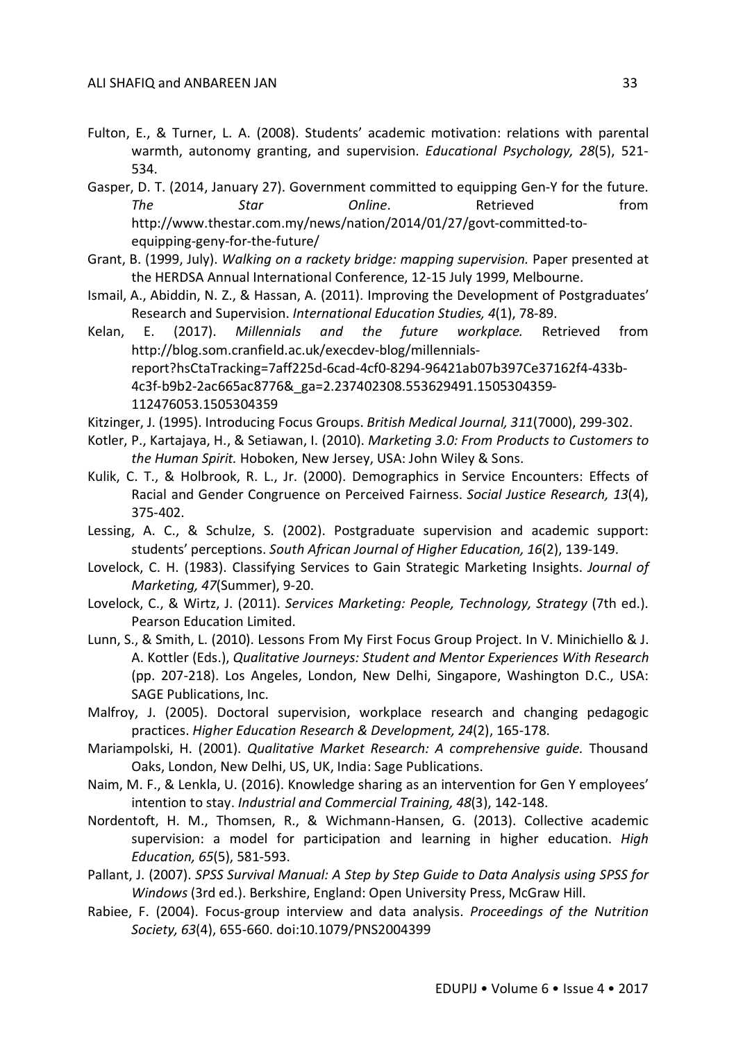Fulton, E., & Turner, L. A. (2008). Students' academic motivation: relations with parental warmth, autonomy granting, and supervision. *Educational Psychology, 28*(5), 521-534.

Gasper, D. T. (2014, January 27). Government committed to equipping Gen-Y for the future. *The Star Online*. Retrieved from http://www.thestar.com.my/news/nation/2014/01/27/govt-committed-to-equipping-geny-for-the-future/

Grant, B. (1999, July). *Walking on a rackety bridge: mapping supervision.* Paper presented at the HERDSA Annual International Conference, 12-15 July 1999, Melbourne.

Ismail, A., Abiddin, N. Z., & Hassan, A. (2011). Improving the Development of Postgraduates' Research and Supervision. *International Education Studies, 4*(1), 78-89.

Kelan, E. (2017). *Millennials and the future workplace.* Retrieved from http://blog.som.cranfield.ac.uk/execdev-blog/millennials-report?hsCtaTracking=7aff225d-6cad-4cf0-8294-96421ab07b397Ce37162f4-433b-4c3f-b9b2-2ac665ac8776&_ga=2.237402308.553629491.1505304359-112476053.1505304359

Kitzinger, J. (1995). Introducing Focus Groups. *British Medical Journal, 311*(7000), 299-302.

Kotler, P., Kartajaya, H., & Setiawan, I. (2010). *Marketing 3.0: From Products to Customers to the Human Spirit.* Hoboken, New Jersey, USA: John Wiley & Sons.

Kulik, C. T., & Holbrook, R. L., Jr. (2000). Demographics in Service Encounters: Effects of Racial and Gender Congruence on Perceived Fairness. *Social Justice Research, 13*(4), 375-402.

Lessing, A. C., & Schulze, S. (2002). Postgraduate supervision and academic support: students' perceptions. *South African Journal of Higher Education, 16*(2), 139-149.

Lovelock, C. H. (1983). Classifying Services to Gain Strategic Marketing Insights. *Journal of Marketing, 47*(Summer), 9-20.

Lovelock, C., & Wirtz, J. (2011). *Services Marketing: People, Technology, Strategy* (7th ed.). Pearson Education Limited.

Lunn, S., & Smith, L. (2010). Lessons From My First Focus Group Project. In V. Minichiello & J. A. Kottler (Eds.), *Qualitative Journeys: Student and Mentor Experiences With Research* (pp. 207-218). Los Angeles, London, New Delhi, Singapore, Washington D.C., USA: SAGE Publications, Inc.

Malfroy, J. (2005). Doctoral supervision, workplace research and changing pedagogic practices. *Higher Education Research & Development, 24*(2), 165-178.

Mariampolski, H. (2001). *Qualitative Market Research: A comprehensive guide.* Thousand Oaks, London, New Delhi, US, UK, India: Sage Publications.

Naim, M. F., & Lenkla, U. (2016). Knowledge sharing as an intervention for Gen Y employees' intention to stay. *Industrial and Commercial Training, 48*(3), 142-148.

Nordentoft, H. M., Thomsen, R., & Wichmann-Hansen, G. (2013). Collective academic supervision: a model for participation and learning in higher education. *High Education, 65*(5), 581-593.

Pallant, J. (2007). *SPSS Survival Manual: A Step by Step Guide to Data Analysis using SPSS for Windows* (3rd ed.). Berkshire, England: Open University Press, McGraw Hill.

Rabiee, F. (2004). Focus-group interview and data analysis. *Proceedings of the Nutrition Society, 63*(4), 655-660. doi:10.1079/PNS2004399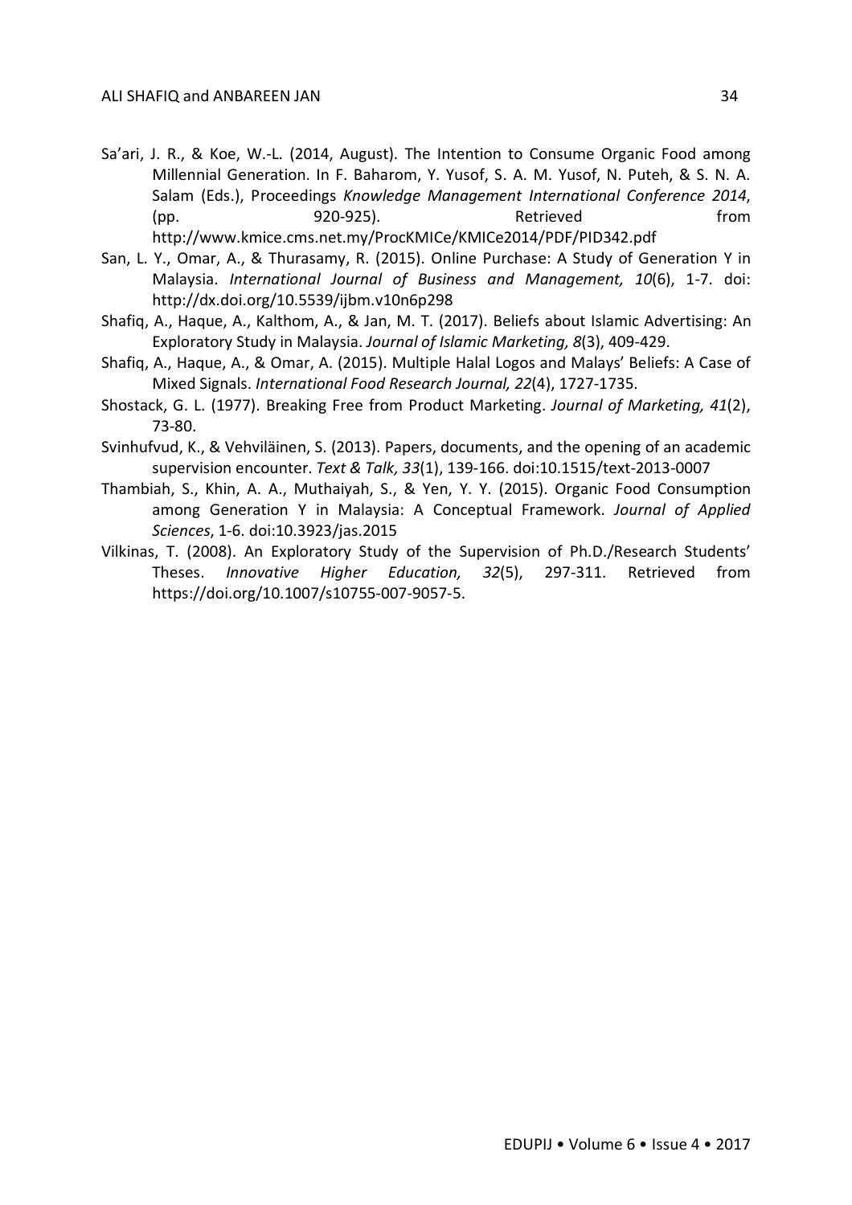Sa'ari, J. R., & Koe, W.-L. (2014, August). The Intention to Consume Organic Food among Millennial Generation. In F. Baharom, Y. Yusof, S. A. M. Yusof, N. Puteh, & S. N. A. Salam (Eds.), Proceedings *Knowledge Management International Conference 2014*, (pp. 920-925). Retrieved from http://www.kmice.cms.net.my/ProcKMICe/KMICe2014/PDF/PID342.pdf

San, L. Y., Omar, A., & Thurasamy, R. (2015). Online Purchase: A Study of Generation Y in Malaysia. *International Journal of Business and Management, 10*(6), 1-7. doi: http://dx.doi.org/10.5539/ijbm.v10n6p298

Shafiq, A., Haque, A., Kalthom, A., & Jan, M. T. (2017). Beliefs about Islamic Advertising: An Exploratory Study in Malaysia. *Journal of Islamic Marketing, 8*(3), 409-429.

Shafiq, A., Haque, A., & Omar, A. (2015). Multiple Halal Logos and Malays' Beliefs: A Case of Mixed Signals. *International Food Research Journal, 22*(4), 1727-1735.

Shostack, G. L. (1977). Breaking Free from Product Marketing. *Journal of Marketing, 41*(2), 73-80.

Svinhufvud, K., & Vehviläinen, S. (2013). Papers, documents, and the opening of an academic supervision encounter. *Text & Talk, 33*(1), 139-166. doi:10.1515/text-2013-0007

Thambiah, S., Khin, A. A., Muthaiyah, S., & Yen, Y. Y. (2015). Organic Food Consumption among Generation Y in Malaysia: A Conceptual Framework. *Journal of Applied Sciences*, 1-6. doi:10.3923/jas.2015

Vilkinas, T. (2008). An Exploratory Study of the Supervision of Ph.D./Research Students' Theses. *Innovative Higher Education, 32*(5), 297-311. Retrieved from https://doi.org/10.1007/s10755-007-9057-5.